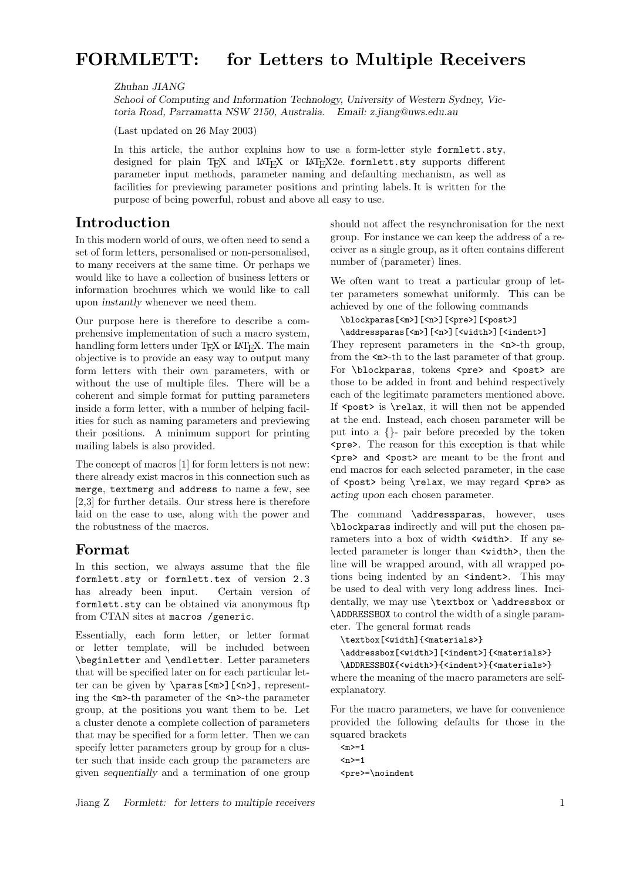# FORMLETT: for Letters to Multiple Receivers

*Zhuhan JIANG*
*School of Computing and Information Technology, University of Western Sydney, Victoria Road, Parramatta NSW 2150, Australia. Email: z.jiang@uws.edu.au*

(Last updated on 26 May 2003)

In this article, the author explains how to use a form-letter style `formlett.sty`, designed for plain TeX and LaTeX or LaTeX2e. `formlett.sty` supports different parameter input methods, parameter naming and defaulting mechanism, as well as facilities for previewing parameter positions and printing labels. It is written for the purpose of being powerful, robust and above all easy to use.

## Introduction

In this modern world of ours, we often need to send a set of form letters, personalised or non-personalised, to many receivers at the same time. Or perhaps we would like to have a collection of business letters or information brochures which we would like to call upon *instantly* whenever we need them.

Our purpose here is therefore to describe a comprehensive implementation of such a macro system, handling form letters under TeX or LaTeX. The main objective is to provide an easy way to output many form letters with their own parameters, with or without the use of multiple files. There will be a coherent and simple format for putting parameters inside a form letter, with a number of helping facilities for such as naming parameters and previewing their positions. A minimum support for printing mailing labels is also provided.

The concept of macros [1] for form letters is not new: there already exist macros in this connection such as `merge`, `textmerg` and `address` to name a few, see [2,3] for further details. Our stress here is therefore laid on the ease to use, along with the power and the robustness of the macros.

## Format

In this section, we always assume that the file `formlett.sty` or `formlett.tex` of version `2.3` has already been input. Certain version of `formlett.sty` can be obtained via anonymous ftp from CTAN sites at `macros /generic`.

Essentially, each form letter, or letter format or letter template, will be included between `\beginletter` and `\endletter`. Letter parameters that will be specified later on for each particular letter can be given by `\paras[<m>][<n>]`, representing the `<m>`-th parameter of the `<n>`-the parameter group, at the positions you want them to be. Let a cluster denote a complete collection of parameters that may be specified for a form letter. Then we can specify letter parameters group by group for a cluster such that inside each group the parameters are given *sequentially* and a termination of one group should not affect the resynchronisation for the next group. For instance we can keep the address of a receiver as a single group, as it often contains different number of (parameter) lines.

We often want to treat a particular group of letter parameters somewhat uniformly. This can be achieved by one of the following commands

```
\blockparas[<m>][<n>][<pre>][<post>]
\addressparas[<m>][<n>][<width>][<indent>]
```

They represent parameters in the `<n>`-th group, from the `<m>`-th to the last parameter of that group. For `\blockparas`, tokens `<pre>` and `<post>` are those to be added in front and behind respectively each of the legitimate parameters mentioned above. If `<post>` is `\relax`, it will then not be appended at the end. Instead, each chosen parameter will be put into a {}- pair before preceded by the token `<pre>`. The reason for this exception is that while `<pre> and <post>` are meant to be the front and end macros for each selected parameter, in the case of `<post>` being `\relax`, we may regard `<pre>` as *acting upon* each chosen parameter.

The command `\addressparas`, however, uses `\blockparas` indirectly and will put the chosen parameters into a box of width `<width>`. If any selected parameter is longer than `<width>`, then the line will be wrapped around, with all wrapped potions being indented by an `<indent>`. This may be used to deal with very long address lines. Incidentally, we may use `\textbox` or `\addressbox` or `\ADDRESSBOX` to control the width of a single parameter. The general format reads

```
\textbox[<width]{<materials>}
\addressbox[<width>][<indent>]{<materials>}
\ADDRESSBOX{<width>}{<indent>}{<materials>}
```

where the meaning of the macro parameters are self-explanatory.

For the macro parameters, we have for convenience provided the following defaults for those in the squared brackets

```
<m>=1
<n>=1
<pre>=\noindent
```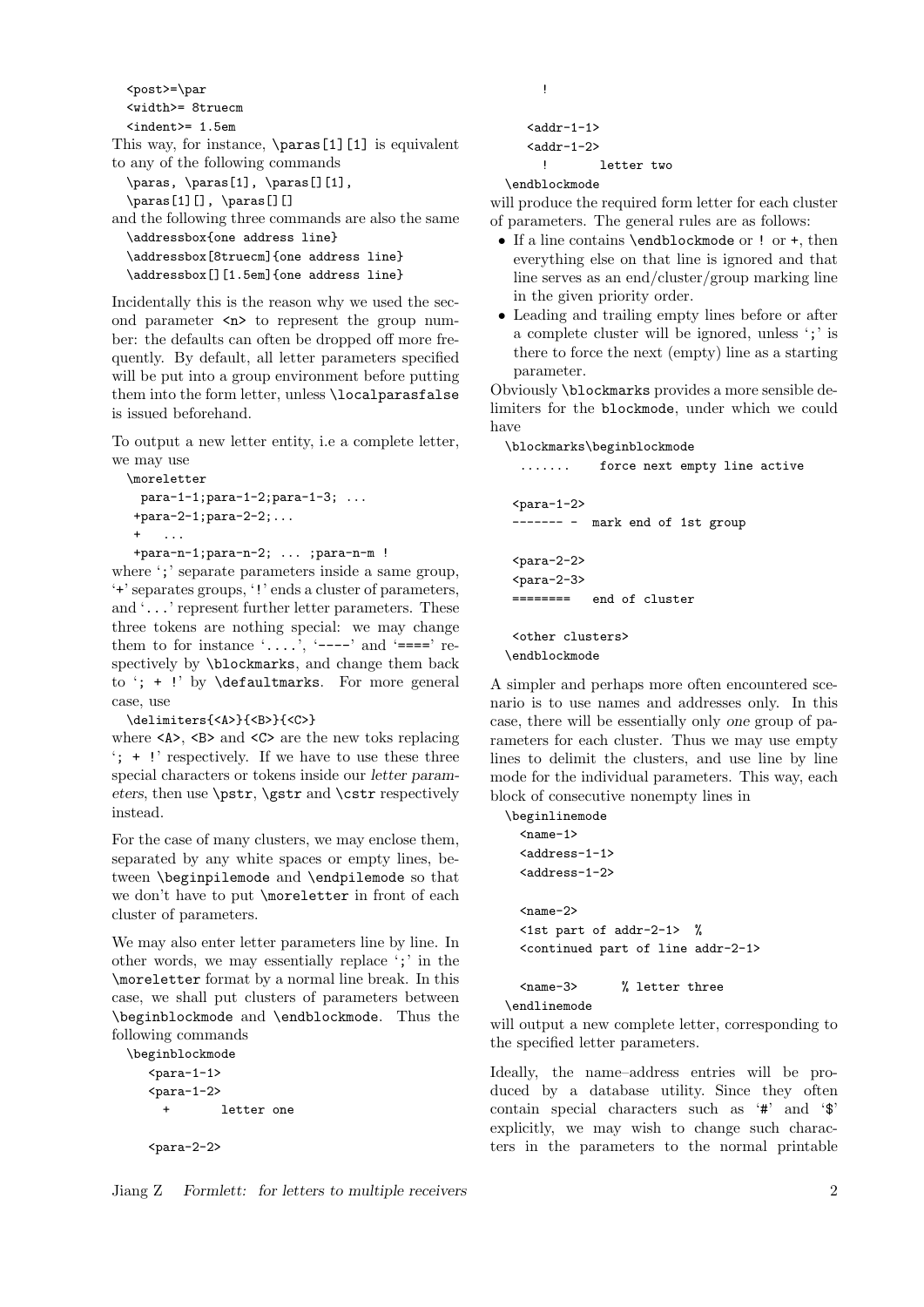```
<post>=\par
<width>= 8truecm
<indent>= 1.5em
```

This way, for instance, `\paras[1][1]` is equivalent to any of the following commands

```
\paras, \paras[1], \paras[][1],
\paras[1][], \paras[][]
```

and the following three commands are also the same

```
\addressbox{one address line}
\addressbox[8truecm]{one address line}
\addressbox[][1.5em]{one address line}
```

Incidentally this is the reason why we used the second parameter `<n>` to represent the group number: the defaults can often be dropped off more frequently. By default, all letter parameters specified will be put into a group environment before putting them into the form letter, unless `\localparasfalse` is issued beforehand.

To output a new letter entity, i.e a complete letter, we may use

```
\moreletter
  para-1-1;para-1-2;para-1-3; ...
 +para-2-1;para-2-2;...
 +   ...
 +para-n-1;para-n-2; ... ;para-n-m !
```

where '`;`' separate parameters inside a same group, '`+`' separates groups, '`!`' ends a cluster of parameters, and '`...`' represent further letter parameters. These three tokens are nothing special: we may change them to for instance '`....`', '`----`' and '`====`' respectively by `\blockmarks`, and change them back to '`; + !`' by `\defaultmarks`. For more general case, use

```
\delimiters{<A>}{<B>}{<C>}
```

where `<A>`, `<B>` and `<C>` are the new toks replacing '`; + !`' respectively. If we have to use these three special characters or tokens inside our *letter parameters*, then use `\pstr`, `\gstr` and `\cstr` respectively instead.

For the case of many clusters, we may enclose them, separated by any white spaces or empty lines, between `\beginpilemode` and `\endpilemode` so that we don't have to put `\moreletter` in front of each cluster of parameters.

We may also enter letter parameters line by line. In other words, we may essentially replace '`;`' in the `\moreletter` format by a normal line break. In this case, we shall put clusters of parameters between `\beginblockmode` and `\endblockmode`. Thus the following commands

```
\beginblockmode
   <para-1-1>
   <para-1-2>
     +      letter one

   <para-2-2>
     !

   <addr-1-1>
   <addr-1-2>
     !      letter two
\endblockmode
```

will produce the required form letter for each cluster of parameters. The general rules are as follows:

- If a line contains `\endblockmode` or `!` or `+`, then everything else on that line is ignored and that line serves as an end/cluster/group marking line in the given priority order.
- Leading and trailing empty lines before or after a complete cluster will be ignored, unless '`;`' is there to force the next (empty) line as a starting parameter.

Obviously `\blockmarks` provides a more sensible delimiters for the `blockmode`, under which we could have

```
\blockmarks\beginblockmode
   .......    force next empty line active

  <para-1-2>
  ------- -  mark end of 1st group

  <para-2-2>
  <para-2-3>
  ========   end of cluster

  <other clusters>
\endblockmode
```

A simpler and perhaps more often encountered scenario is to use names and addresses only. In this case, there will be essentially only *one* group of parameters for each cluster. Thus we may use empty lines to delimit the clusters, and use line by line mode for the individual parameters. This way, each block of consecutive nonempty lines in

```
\beginlinemode
  <name-1>
  <address-1-1>
  <address-1-2>

  <name-2>
  <1st part of addr-2-1>  %
  <continued part of line addr-2-1>

  <name-3>      % letter three
\endlinemode
```

will output a new complete letter, corresponding to the specified letter parameters.

Ideally, the name–address entries will be produced by a database utility. Since they often contain special characters such as '`#`' and '`$`' explicitly, we may wish to change such characters in the parameters to the normal printable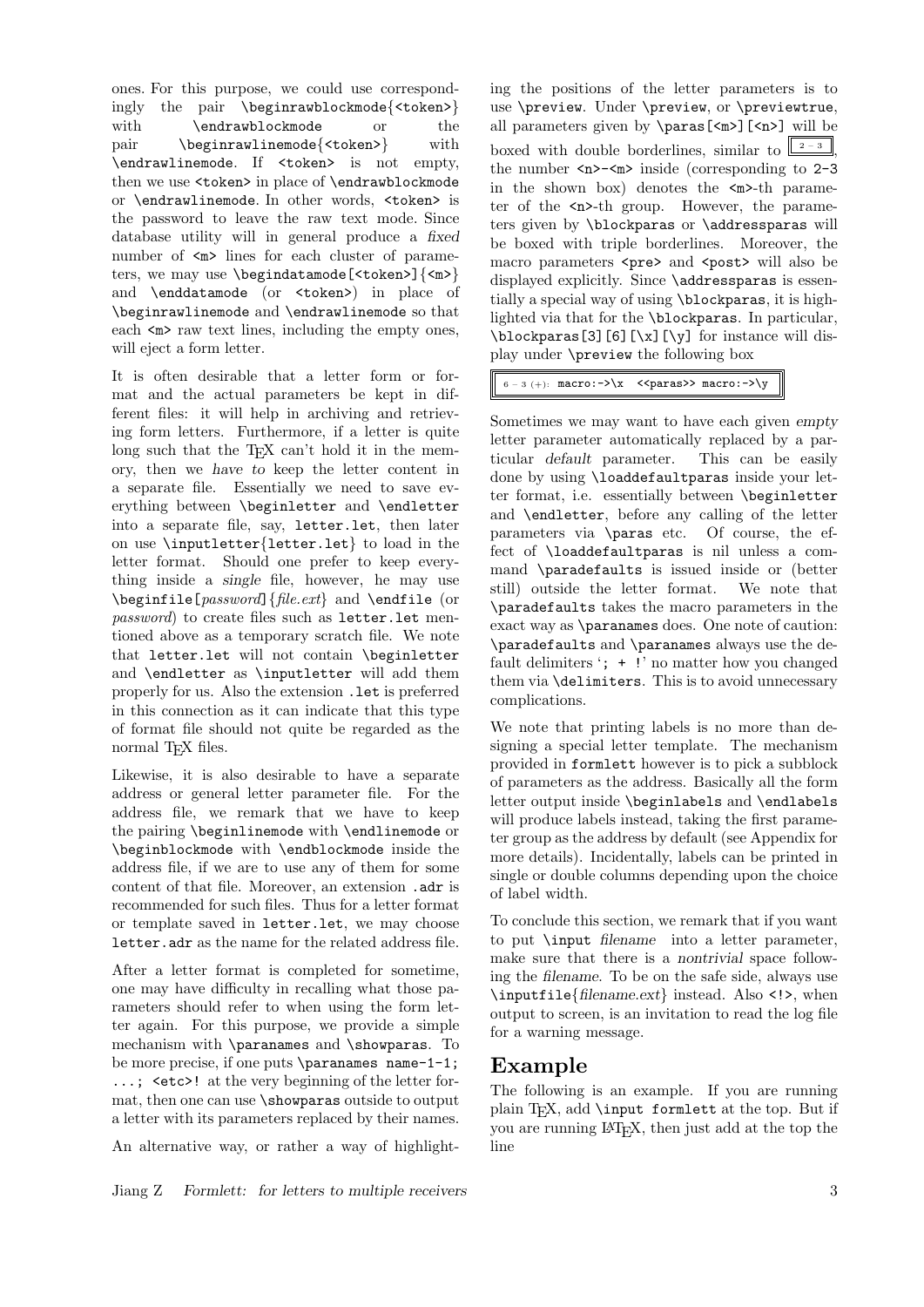ones. For this purpose, we could use correspondingly the pair `\beginrawblockmode{<token>}` with `\endrawblockmode` or the pair `\beginrawlinemode{<token>}` with `\endrawlinemode`. If `<token>` is not empty, then we use `<token>` in place of `\endrawblockmode` or `\endrawlinemode`. In other words, `<token>` is the password to leave the raw text mode. Since database utility will in general produce a *fixed* number of `<m>` lines for each cluster of parameters, we may use `\begindatamode[<token>]{<m>}` and `\enddatamode` (or `<token>`) in place of `\beginrawlinemode` and `\endrawlinemode` so that each `<m>` raw text lines, including the empty ones, will eject a form letter.

It is often desirable that a letter form or format and the actual parameters be kept in different files: it will help in archiving and retrieving form letters. Furthermore, if a letter is quite long such that the TEX can't hold it in the memory, then we *have to* keep the letter content in a separate file. Essentially we need to save everything between `\beginletter` and `\endletter` into a separate file, say, `letter.let`, then later on use `\inputletter{letter.let}` to load in the letter format. Should one prefer to keep everything inside a *single* file, however, he may use `\beginfile`[*password*]{*file.ext*} and `\endfile` (or *password*) to create files such as `letter.let` mentioned above as a temporary scratch file. We note that `letter.let` will not contain `\beginletter` and `\endletter` as `\inputletter` will add them properly for us. Also the extension `.let` is preferred in this connection as it can indicate that this type of format file should not quite be regarded as the normal TEX files.

Likewise, it is also desirable to have a separate address or general letter parameter file. For the address file, we remark that we have to keep the pairing `\beginlinemode` with `\endlinemode` or `\beginblockmode` with `\endblockmode` inside the address file, if we are to use any of them for some content of that file. Moreover, an extension `.adr` is recommended for such files. Thus for a letter format or template saved in `letter.let`, we may choose `letter.adr` as the name for the related address file.

After a letter format is completed for sometime, one may have difficulty in recalling what those parameters should refer to when using the form letter again. For this purpose, we provide a simple mechanism with `\paranames` and `\showparas`. To be more precise, if one puts `\paranames name-1-1; ...; <etc>!` at the very beginning of the letter format, then one can use `\showparas` outside to output a letter with its parameters replaced by their names.

An alternative way, or rather a way of highlighting the positions of the letter parameters is to use `\preview`. Under `\preview`, or `\previewtrue`, all parameters given by `\paras[<m>][<n>]` will be boxed with double borderlines, similar to [2 – 3], the number `<n>-<m>` inside (corresponding to `2-3` in the shown box) denotes the `<m>`-th parameter of the `<n>`-th group. However, the parameters given by `\blockparas` or `\addressparas` will be boxed with triple borderlines. Moreover, the macro parameters `<pre>` and `<post>` will also be displayed explicitly. Since `\addressparas` is essentially a special way of using `\blockparas`, it is highlighted via that for the `\blockparas`. In particular, `\blockparas[3][6][\x][\y]` for instance will display under `\preview` the following box

6 – 3 (+): `macro:->\x <<paras>> macro:->\y`

Sometimes we may want to have each given *empty* letter parameter automatically replaced by a particular *default* parameter. This can be easily done by using `\loaddefaultparas` inside your letter format, i.e. essentially between `\beginletter` and `\endletter`, before any calling of the letter parameters via `\paras` etc. Of course, the effect of `\loaddefaultparas` is nil unless a command `\paradefaults` is issued inside or (better still) outside the letter format. We note that `\paradefaults` takes the macro parameters in the exact way as `\paranames` does. One note of caution: `\paradefaults` and `\paranames` always use the default delimiters '`; + !`' no matter how you changed them via `\delimiters`. This is to avoid unnecessary complications.

We note that printing labels is no more than designing a special letter template. The mechanism provided in `formlett` however is to pick a subblock of parameters as the address. Basically all the form letter output inside `\beginlabels` and `\endlabels` will produce labels instead, taking the first parameter group as the address by default (see Appendix for more details). Incidentally, labels can be printed in single or double columns depending upon the choice of label width.

To conclude this section, we remark that if you want to put `\input` *filename* into a letter parameter, make sure that there is a *nontrivial* space following the *filename*. To be on the safe side, always use `\inputfile{`*filename.ext*`}` instead. Also `<!>`, when output to screen, is an invitation to read the log file for a warning message.

## Example

The following is an example. If you are running plain TEX, add `\input formlett` at the top. But if you are running LATEX, then just add at the top the line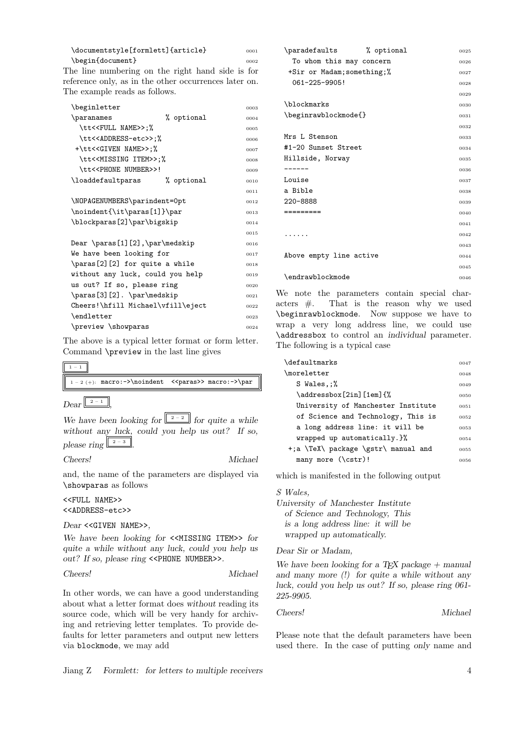```
\documentstyle[formlett]{article}          0001
\begin{document}                           0002
```

The line numbering on the right hand side is for reference only, as in the other occurrences later on. The example reads as follows.

```
\beginletter                               0003
\paranames              % optional         0004
  \tt<<FULL NAME>>;%                       0005
  \tt<<ADDRESS-etc>>;%                     0006
 +\tt<<GIVEN NAME>>;%                      0007
  \tt<<MISSING ITEM>>;%                    0008
  \tt<<PHONE NUMBER>>!                     0009
\loaddefaultparas       % optional         0010
                                           0011
\NOPAGENUMBERS\parindent=0pt               0012
\noindent{\it\paras[1]}\par                0013
\blockparas[2]\par\bigskip                 0014
                                           0015
Dear \paras[1][2],\par\medskip             0016
We have been looking for                   0017
\paras[2][2] for quite a while             0018
without any luck, could you help           0019
us out? If so, please ring                 0020
\paras[3][2]. \par\medskip                 0021
Cheers!\hfill Michael\vfill\eject          0022
\endletter                                 0023
\preview \showparas                        0024
```

The above is a typical letter format or form letter. Command `\preview` in the last line gives

1 – 1

1 – 2 (+): `macro:->\noindent <<paras>> macro:->\par`

*Dear* 2 – 1,

*We have been looking for* 2 – 2 *for quite a while without any luck, could you help us out? If so, please ring* 2 – 3.

*Cheers!* *Michael*

and, the name of the parameters are displayed via `\showparas` as follows

`<<FULL NAME>>`
`<<ADDRESS-etc>>`

*Dear* `<<GIVEN NAME>>`,

*We have been looking for* `<<MISSING ITEM>>` *for quite a while without any luck, could you help us out? If so, please ring* `<<PHONE NUMBER>>`.

*Cheers!* *Michael*

In other words, we can have a good understanding about what a letter format does *without* reading its source code, which will be very handy for archiving and retrieving letter templates. To provide defaults for letter parameters and output new letters via `blockmode`, we may add

```
\paradefaults       % optional             0025
  To whom this may concern                 0026
 +Sir or Madam;something;%                 0027
  061-225-9905!                            0028
                                           0029
\blockmarks                                0030
\beginrawblockmode{}                       0031
                                           0032
Mrs L Stenson                              0033
#1-20 Sunset Street                        0034
Hillside, Norway                           0035
------                                     0036
Louise                                     0037
a Bible                                    0038
220-8888                                   0039
=========                                  0040
                                           0041
......                                     0042
                                           0043
Above empty line active                    0044
                                           0045
\endrawblockmode                           0046
```

We note the parameters contain special characters #. That is the reason why we used `\beginrawblockmode`. Now suppose we have to wrap a very long address line, we could use `\addressbox` to control an *individual* parameter. The following is a typical case

```
\defaultmarks                              0047
\moreletter                                0048
   S Wales,;%                              0049
   \addressbox[2in][1em]{%                 0050
   University of Manchester Institute      0051
   of Science and Technology, This is      0052
   a long address line: it will be         0053
   wrapped up automatically.}%             0054
 +;a \TeX\ package \gstr\ manual and       0055
   many more (\cstr)!                      0056
```

which is manifested in the following output

*S Wales,*
*University of Manchester Institute*
*of Science and Technology, This*
*is a long address line: it will be*
*wrapped up automatically.*

*Dear Sir or Madam,*

*We have been looking for a TEX package + manual and many more (!) for quite a while without any luck, could you help us out? If so, please ring 061-225-9905.*

*Cheers!* *Michael*

Please note that the default parameters have been used there. In the case of putting *only* name and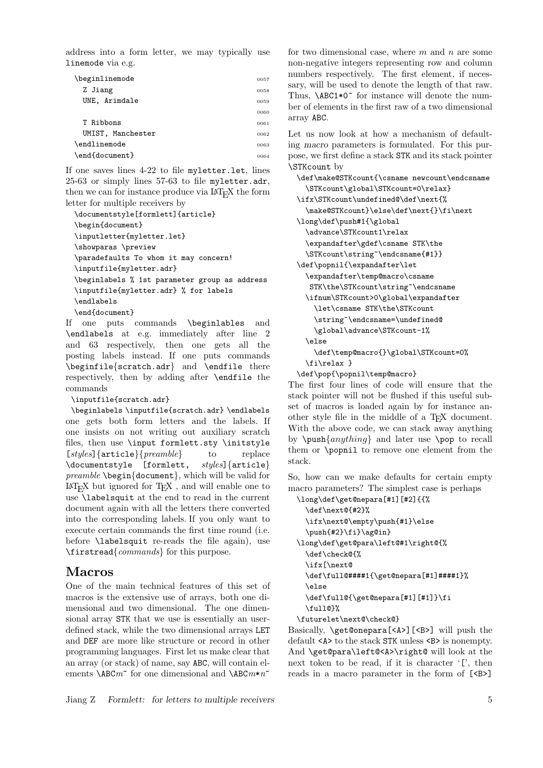address into a form letter, we may typically use `linemode` via e.g.

```
\beginlinemode                              0057
  Z Jiang                                   0058
  UNE, Arimdale                             0059
                                            0060
  T Ribbons                                 0061
  UMIST, Manchester                         0062
\endlinemode                                0063
\end{document}                              0064
```

If one saves lines 4-22 to file `myletter.let`, lines 25-63 or simply lines 57-63 to file `myletter.adr`, then we can for instance produce via LaTeX the form letter for multiple receivers by

```
\documentstyle[formlett]{article}
\begin{document}
\inputletter{myletter.let}
\showparas \preview
\paradefaults To whom it may concern!
\inputfile{myletter.adr}
\beginlabels % 1st parameter group as address
\inputfile{myletter.adr} % for labels
\endlabels
\end{document}
```

If one puts commands `\beginlables` and `\endlabels` at e.g. immediately after line 2 and 63 respectively, then one gets all the posting labels instead. If one puts commands `\beginfile{scratch.adr}` and `\endfile` there respectively, then by adding after `\endfile` the commands

```
\inputfile{scratch.adr}
\beginlabels \inputfile{scratch.adr} \endlabels
```

one gets both form letters and the labels. If one insists on not writing out auxiliary scratch files, then use `\input formlett.sty \initstyle` [*styles*]`{article}`{*preamble*} to replace `\documentstyle [formlett,` *styles*]`{article}` *preamble* `\begin{document}`, which will be valid for LaTeX but ignored for TeX , and will enable one to use `\labelsquit` at the end to read in the current document again with all the letters there converted into the corresponding labels. If you only want to execute certain commands the first time round (i.e. before `\labelsquit` re-reads the file again), use `\firstread`{*commands*} for this purpose.

## Macros

One of the main technical features of this set of macros is the extensive use of arrays, both one dimensional and two dimensional. The one dimensional array `STK` that we use is essentially an user-defined stack, while the two dimensional arrays `LET` and `DEF` are more like structure or record in other programming languages. First let us make clear that an array (or stack) of name, say `ABC`, will contain elements `\ABC`$m$`~` for one dimensional and `\ABC`$m$`*`$n$`~` for two dimensional case, where $m$ and $n$ are some non-negative integers representing row and column numbers respectively. The first element, if necessary, will be used to denote the length of that raw. Thus, `\ABC1*0~` for instance will denote the number of elements in the first raw of a two dimensional array `ABC`.

Let us now look at how a mechanism of defaulting *macro* parameters is formulated. For this purpose, we first define a stack `STK` and its stack pointer `\STKcount` by

```
\def\make@STKcount{\csname newcount\endcsname
  \STKcount\global\STKcount=0\relax}
\ifx\STKcount\undefined@\def\next{%
  \make@STKcount}\else\def\next{}\fi\next
\long\def\push#1{\global
  \advance\STKcount1\relax
  \expandafter\gdef\csname STK\the
  \STKcount\string~\endcsname{#1}}
\def\popnil{\expandafter\let
  \expandafter\temp@macro\csname
   STK\the\STKcount\string~\endcsname
  \ifnum\STKcount>0\global\expandafter
    \let\csname STK\the\STKcount
    \string~\endcsname=\undefined@
    \global\advance\STKcount-1%
  \else
    \def\temp@macro{}\global\STKcount=0%
  \fi\relax }
\def\pop{\popnil\temp@macro}
```

The first four lines of code will ensure that the stack pointer will not be flushed if this useful subset of macros is loaded again by for instance another style file in the middle of a TeX document. With the above code, we can stack away anything by `\push`{*anything*} and later use `\pop` to recall them or `\popnil` to remove one element from the stack.

So, how can we make defaults for certain empty macro parameters? The simplest case is perhaps

```
\long\def\get@nepara[#1][#2]{{%
  \def\next@{#2}%
  \ifx\next@\empty\push{#1}\else
  \push{#2}\fi}\ag@in}
\long\def\get@para\left@#1\right@{%
  \def\check@{%
  \ifx[\next@
  \def\full@####1{\get@nepara[#1]####1}%
  \else
  \def\full@{\get@nepara[#1][#1]}\fi
  \full@}%
\futurelet\next@\check@}
```

Basically, `\get@onepara[<A>][<B>]` will push the default `<A>` to the stack `STK` unless `<B>` is nonempty. And `\get@para\left@<A>\right@` will look at the next token to be read, if it is character '[', then reads in a macro parameter in the form of `[<B>]`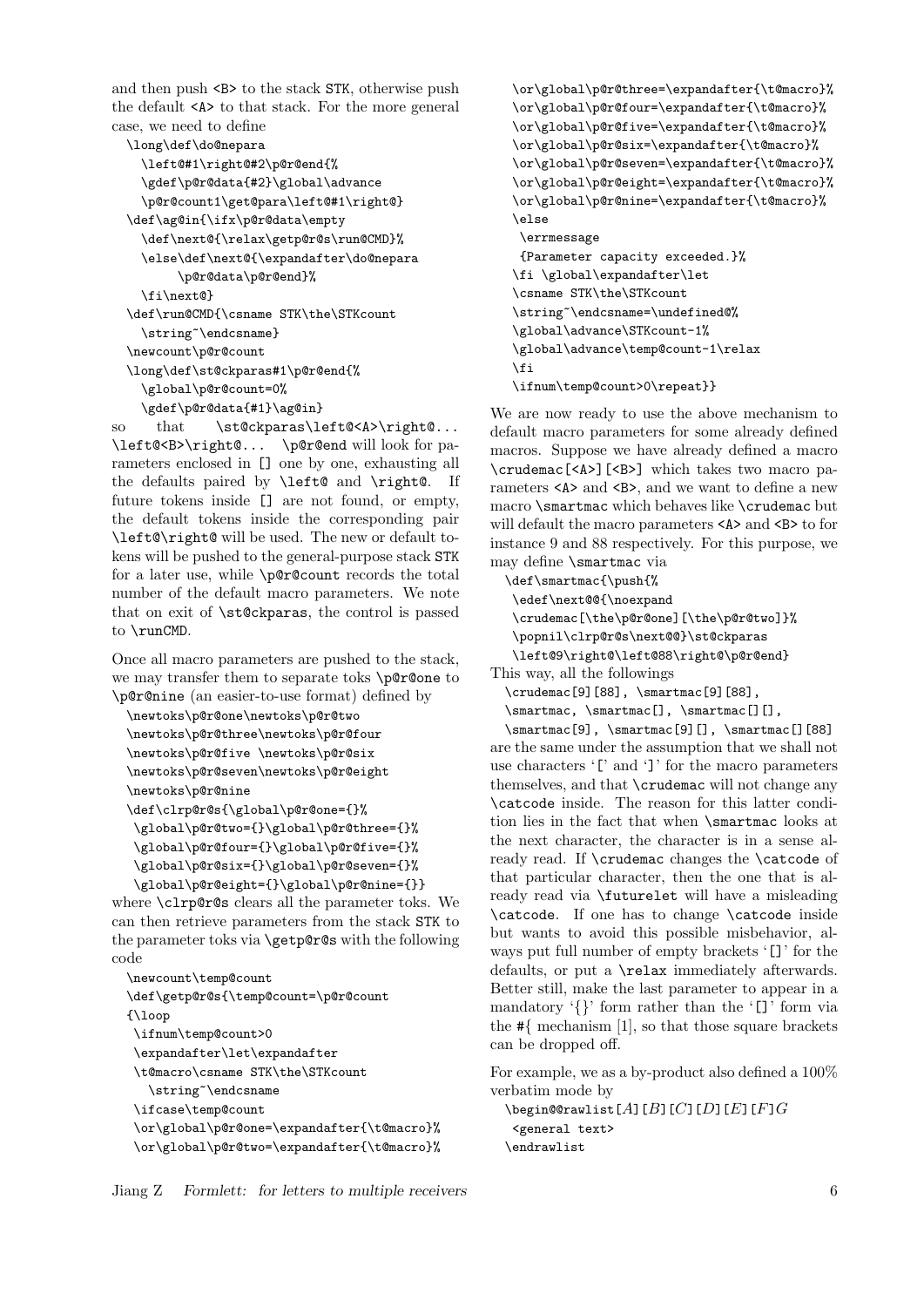and then push <B> to the stack STK, otherwise push the default <A> to that stack. For the more general case, we need to define

```
\long\def\do@nepara
  \left@#1\right@#2\p@r@end{%
  \gdef\p@r@data{#2}\global\advance
  \p@r@count1\get@para\left@#1\right@}
\def\ag@in{\ifx\p@r@data\empty
  \def\next@{\relax\getp@r@s\run@CMD}%
  \else\def\next@{\expandafter\do@nepara
      \p@r@data\p@r@end}%
  \fi\next@}
\def\run@CMD{\csname STK\the\STKcount
  \string~\endcsname}
\newcount\p@r@count
\long\def\st@ckparas#1\p@r@end{%
  \global\p@r@count=0%
  \gdef\p@r@data{#1}\ag@in}
```

so that `\st@ckparas\left@<A>\right@... \left@<B>\right@... \p@r@end` will look for parameters enclosed in [] one by one, exhausting all the defaults paired by \left@ and \right@. If future tokens inside [] are not found, or empty, the default tokens inside the corresponding pair \left@\right@ will be used. The new or default tokens will be pushed to the general-purpose stack STK for a later use, while \p@r@count records the total number of the default macro parameters. We note that on exit of \st@ckparas, the control is passed to \runCMD.

Once all macro parameters are pushed to the stack, we may transfer them to separate toks \p@r@one to \p@r@nine (an easier-to-use format) defined by

```
\newtoks\p@r@one\newtoks\p@r@two
\newtoks\p@r@three\newtoks\p@r@four
\newtoks\p@r@five \newtoks\p@r@six
\newtoks\p@r@seven\newtoks\p@r@eight
\newtoks\p@r@nine
\def\clrp@r@s{\global\p@r@one={}%
 \global\p@r@two={}\global\p@r@three={}%
 \global\p@r@four={}\global\p@r@five={}%
 \global\p@r@six={}\global\p@r@seven={}%
 \global\p@r@eight={}\global\p@r@nine={}}
```

where \clrp@r@s clears all the parameter toks. We can then retrieve parameters from the stack STK to the parameter toks via \getp@r@s with the following code

```
\newcount\temp@count
\def\getp@r@s{\temp@count=\p@r@count
{\loop
 \ifnum\temp@count>0
 \expandafter\let\expandafter
 \t@macro\csname STK\the\STKcount
   \string~\endcsname
 \ifcase\temp@count
 \or\global\p@r@one=\expandafter{\t@macro}%
 \or\global\p@r@two=\expandafter{\t@macro}%
 \or\global\p@r@three=\expandafter{\t@macro}%
 \or\global\p@r@four=\expandafter{\t@macro}%
 \or\global\p@r@five=\expandafter{\t@macro}%
 \or\global\p@r@six=\expandafter{\t@macro}%
 \or\global\p@r@seven=\expandafter{\t@macro}%
 \or\global\p@r@eight=\expandafter{\t@macro}%
 \or\global\p@r@nine=\expandafter{\t@macro}%
 \else
  \errmessage
  {Parameter capacity exceeded.}%
 \fi \global\expandafter\let
 \csname STK\the\STKcount
 \string~\endcsname=\undefined@%
 \global\advance\STKcount-1%
 \global\advance\temp@count-1\relax
 \fi
 \ifnum\temp@count>0\repeat}}
```

We are now ready to use the above mechanism to default macro parameters for some already defined macros. Suppose we have already defined a macro \crudemac[<A>][<B>] which takes two macro parameters <A> and <B>, and we want to define a new macro \smartmac which behaves like \crudemac but will default the macro parameters <A> and <B> to for instance 9 and 88 respectively. For this purpose, we may define \smartmac via

```
\def\smartmac{\push{%
 \edef\next@@{\noexpand
 \crudemac[\the\p@r@one][\the\p@r@two]}%
 \popnil\clrp@r@s\next@@}\st@ckparas
 \left@9\right@\left@88\right@\p@r@end}
```

This way, all the followings

```
\crudemac[9][88], \smartmac[9][88],
\smartmac, \smartmac[], \smartmac[][],
\smartmac[9], \smartmac[9][], \smartmac[][88]
```

are the same under the assumption that we shall not use characters '[' and ']' for the macro parameters themselves, and that \crudemac will not change any \catcode inside. The reason for this latter condition lies in the fact that when \smartmac looks at the next character, the character is in a sense already read. If \crudemac changes the \catcode of that particular character, then the one that is already read via \futurelet will have a misleading \catcode. If one has to change \catcode inside but wants to avoid this possible misbehavior, always put full number of empty brackets '[]' for the defaults, or put a \relax immediately afterwards. Better still, make the last parameter to appear in a mandatory '{}' form rather than the '[]' form via the #{ mechanism [1], so that those square brackets can be dropped off.

For example, we as a by-product also defined a 100% verbatim mode by

```
\begin@@rawlist[A][B][C][D][E][F]G
 <general text>
\endrawlist
```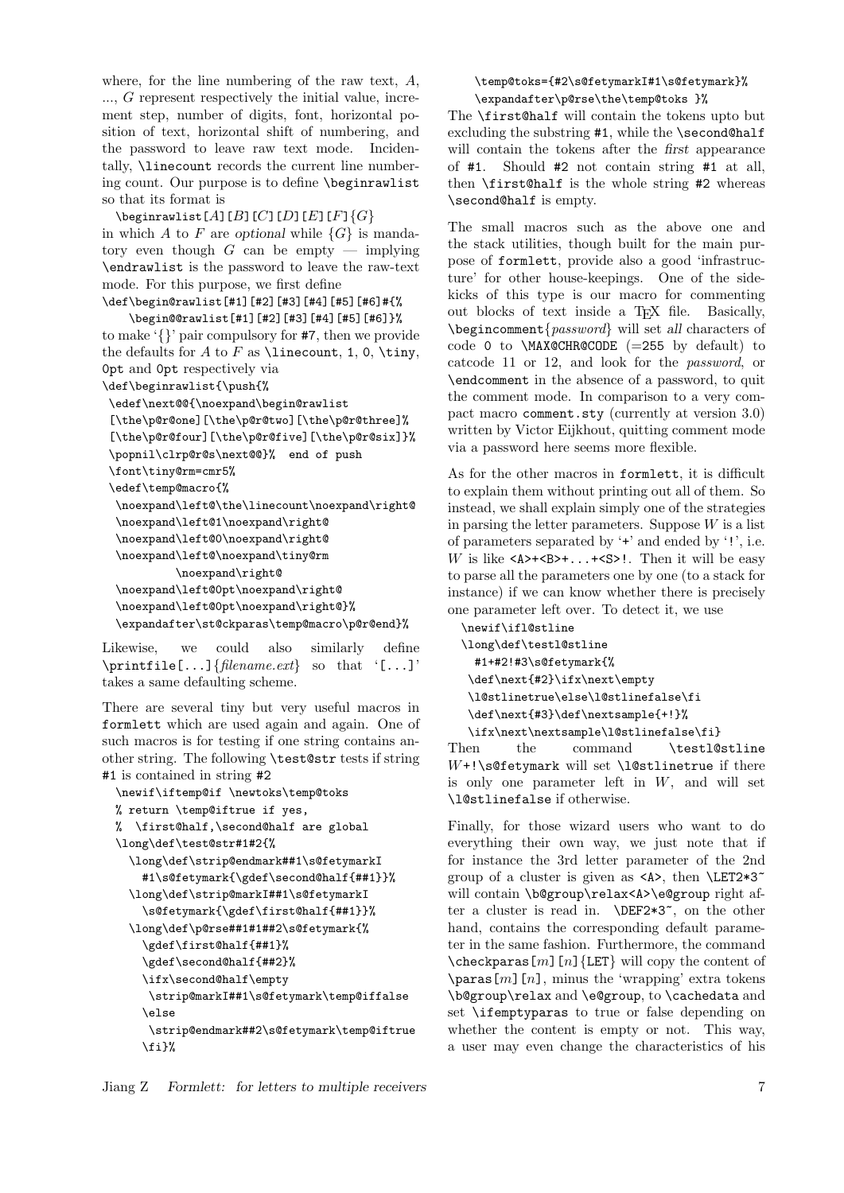where, for the line numbering of the raw text, $A$, ..., $G$ represent respectively the initial value, increment step, number of digits, font, horizontal position of text, horizontal shift of numbering, and the password to leave raw text mode. Incidentally, `\linecount` records the current line numbering count. Our purpose is to define `\beginrawlist` so that its format is

`\beginrawlist`[$A$][$B$][$C$][$D$][$E$][$F$]{$G$}

in which $A$ to $F$ are *optional* while {$G$} is mandatory even though $G$ can be empty — implying `\endrawlist` is the password to leave the raw-text mode. For this purpose, we first define

```
\def\begin@rawlist[#1][#2][#3][#4][#5][#6]#{%
    \begin@@rawlist[#1][#2][#3][#4][#5][#6]}%
```

to make '{}' pair compulsory for #7, then we provide the defaults for $A$ to $F$ as `\linecount`, 1, 0, `\tiny`, 0pt and 0pt respectively via

```
\def\beginrawlist{\push{%
 \edef\next@@{\noexpand\begin@rawlist
 [\the\p@r@one][\the\p@r@two][\the\p@r@three]%
 [\the\p@r@four][\the\p@r@five][\the\p@r@six]}%
 \popnil\clrp@r@s\next@@}%  end of push
 \font\tiny@rm=cmr5%
 \edef\temp@macro{%
  \noexpand\left@\the\linecount\noexpand\right@
  \noexpand\left@1\noexpand\right@
  \noexpand\left@0\noexpand\right@
  \noexpand\left@\noexpand\tiny@rm
          \noexpand\right@
  \noexpand\left@0pt\noexpand\right@
  \noexpand\left@0pt\noexpand\right@}%
  \expandafter\st@ckparas\temp@macro\p@r@end}%
```

Likewise, we could also similarly define `\printfile[...]`{*filename.ext*} so that '[...]' takes a same defaulting scheme.

There are several tiny but very useful macros in `formlett` which are used again and again. One of such macros is for testing if one string contains another string. The following `\test@str` tests if string #1 is contained in string #2

```
\newif\iftemp@if \newtoks\temp@toks
% return \temp@iftrue if yes,
%  \first@half,\second@half are global
\long\def\test@str#1#2{%
  \long\def\strip@endmark##1\s@fetymarkI
    #1\s@fetymark{\gdef\second@half{##1}}%
  \long\def\strip@markI##1\s@fetymarkI
    \s@fetymark{\gdef\first@half{##1}}%
  \long\def\p@rse##1#1##2\s@fetymark{%
    \gdef\first@half{##1}%
    \gdef\second@half{##2}%
    \ifx\second@half\empty
     \strip@markI##1\s@fetymark\temp@iffalse
    \else
     \strip@endmark##2\s@fetymark\temp@iftrue
    \fi}%
  \temp@toks={#2\s@fetymarkI#1\s@fetymark}%
  \expandafter\p@rse\the\temp@toks }%
```

The `\first@half` will contain the tokens upto but excluding the substring #1, while the `\second@half` will contain the tokens after the *first* appearance of #1. Should #2 not contain string #1 at all, then `\first@half` is the whole string #2 whereas `\second@half` is empty.

The small macros such as the above one and the stack utilities, though built for the main purpose of `formlett`, provide also a good 'infrastructure' for other house-keepings. One of the sidekicks of this type is our macro for commenting out blocks of text inside a TEX file. Basically, `\begincomment`{*password*} will set *all* characters of code 0 to `\MAX@CHR@CODE` (=255 by default) to catcode 11 or 12, and look for the *password*, or `\endcomment` in the absence of a password, to quit the comment mode. In comparison to a very compact macro `comment.sty` (currently at version 3.0) written by Victor Eijkhout, quitting comment mode via a password here seems more flexible.

As for the other macros in `formlett`, it is difficult to explain them without printing out all of them. So instead, we shall explain simply one of the strategies in parsing the letter parameters. Suppose $W$ is a list of parameters separated by '+' and ended by '!', i.e. $W$ is like `<A>+<B>+...+<S>!`. Then it will be easy to parse all the parameters one by one (to a stack for instance) if we can know whether there is precisely one parameter left over. To detect it, we use

```
\newif\ifl@stline
\long\def\testl@stline
  #1+#2!#3\s@fetymark{%
 \def\next{#2}\ifx\next\empty
 \l@stlinetrue\else\l@stlinefalse\fi
 \def\next{#3}\def\nextsample{+!}%
 \ifx\next\nextsample\l@stlinefalse\fi}
```

Then the command `\testl@stline` $W$`+!\s@fetymark` will set `\l@stlinetrue` if there is only one parameter left in $W$, and will set `\l@stlinefalse` if otherwise.

Finally, for those wizard users who want to do everything their own way, we just note that if for instance the 3rd letter parameter of the 2nd group of a cluster is given as `<A>`, then `\LET2*3~` will contain `\b@group\relax<A>\e@group` right after a cluster is read in. `\DEF2*3~`, on the other hand, contains the corresponding default parameter in the same fashion. Furthermore, the command `\checkparas`[$m$][$n$]{LET} will copy the content of `\paras`[$m$][$n$], minus the 'wrapping' extra tokens `\b@group\relax` and `\e@group`, to `\cachedata` and set `\ifemptyparas` to true or false depending on whether the content is empty or not. This way, a user may even change the characteristics of his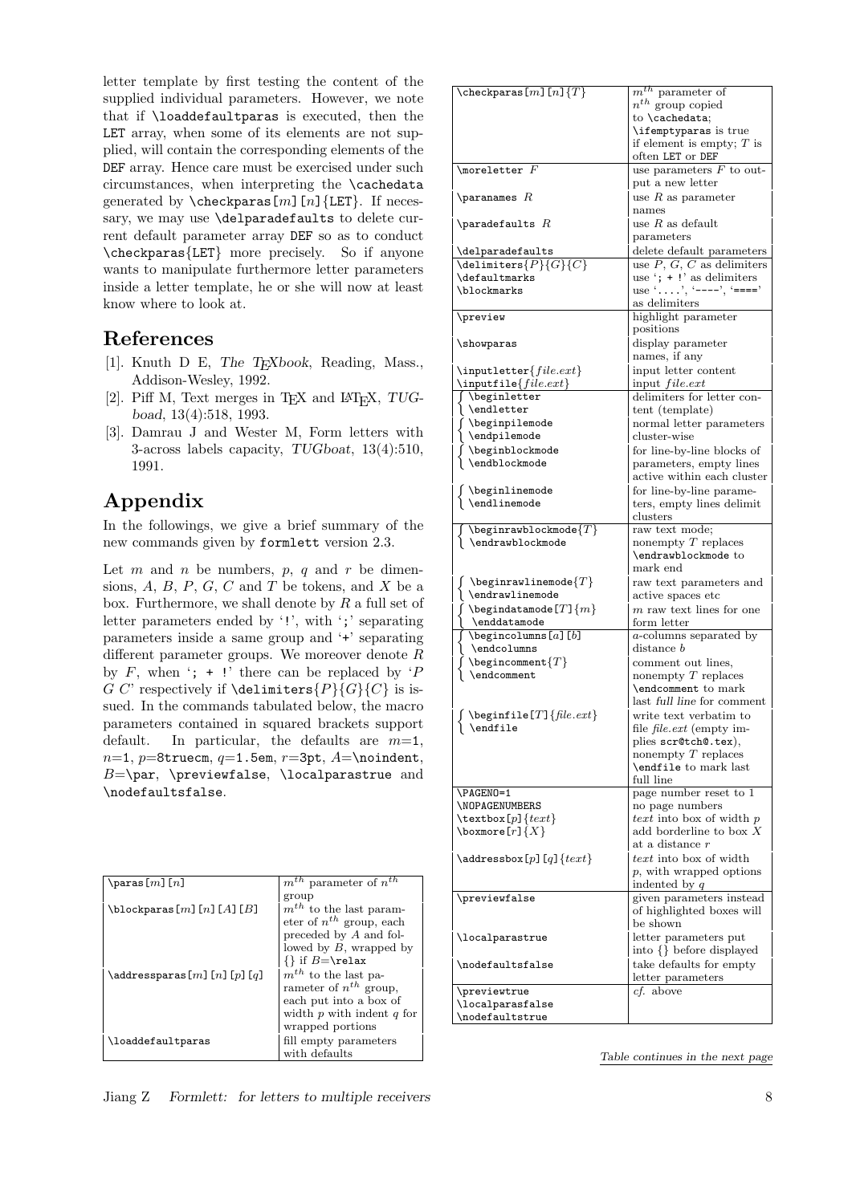letter template by first testing the content of the supplied individual parameters. However, we note that if `\loaddefaultparas` is executed, then the `LET` array, when some of its elements are not supplied, will contain the corresponding elements of the `DEF` array. Hence care must be exercised under such circumstances, when interpreting the `\cachedata` generated by `\checkparas[m][n]{LET}`. If necessary, we may use `\delparadefaults` to delete current default parameter array `DEF` so as to conduct `\checkparas{LET}` more precisely. So if anyone wants to manipulate furthermore letter parameters inside a letter template, he or she will now at least know where to look at.

## References

[1]. Knuth D E, *The TEXbook*, Reading, Mass., Addison-Wesley, 1992.

[2]. Piff M, Text merges in TEX and LATEX, *TUGboad*, 13(4):518, 1993.

[3]. Damrau J and Wester M, Form letters with 3-across labels capacity, *TUGboat*, 13(4):510, 1991.

## Appendix

In the followings, we give a brief summary of the new commands given by `formlett` version 2.3.

Let $m$ and $n$ be numbers, $p$, $q$ and $r$ be dimensions, $A$, $B$, $P$, $G$, $C$ and $T$ be tokens, and $X$ be a box. Furthermore, we shall denote by $R$ a full set of letter parameters ended by '`!`', with '`;`' separating parameters inside a same group and '`+`' separating different parameter groups. We moreover denote $R$ by $F$, when '`; + !`' there can be replaced by '$P$ $G$ $C$' respectively if `\delimiters{P}{G}{C}` is issued. In the commands tabulated below, the macro parameters contained in squared brackets support default. In particular, the defaults are $m$=`1`, $n$=`1`, $p$=`8truecm`, $q$=`1.5em`, $r$=`3pt`, $A$=`\noindent`, $B$=`\par`, `\previewfalse`, `\localparastrue` and `\nodefaultsfalse`.

| | |
|---|---|
| `\paras[m][n]` | $m^{th}$ parameter of $n^{th}$ group |
| `\blockparas[m][n][A][B]` | $m^{th}$ to the last parameter of $n^{th}$ group, each preceded by $A$ and followed by $B$, wrapped by {} if $B$=`\relax` |
| `\addressparas[m][n][p][q]` | $m^{th}$ to the last parameter of $n^{th}$ group, each put into a box of width $p$ with indent $q$ for wrapped portions |
| `\loaddefaultparas` | fill empty parameters with defaults |
| `\checkparas[m][n]{T}` | $m^{th}$ parameter of $n^{th}$ group copied to `\cachedata`; `\ifemptyparas` is true if element is empty; $T$ is often `LET` or `DEF` |
| `\moreletter F` | use parameters $F$ to output a new letter |
| `\paranames R` | use $R$ as parameter names |
| `\paradefaults R` | use $R$ as default parameters |
| `\delparadefaults` | delete default parameters |
| `\delimiters{P}{G}{C}` | use $P$, $G$, $C$ as delimiters |
| `\defaultmarks` | use '`; + !`' as delimiters |
| `\blockmarks` | use '`....`', '`----`', '`====`' as delimiters |
| `\preview` | highlight parameter positions |
| `\showparas` | display parameter names, if any |
| `\inputletter{file.ext}` | input letter content |
| `\inputfile{file.ext}` | input *file.ext* |
| `\beginletter` / `\endletter` | delimiters for letter content (template) |
| `\beginpilemode` / `\endpilemode` | normal letter parameters cluster-wise |
| `\beginblockmode` / `\endblockmode` | for line-by-line blocks of parameters, empty lines active within each cluster |
| `\beginlinemode` / `\endlinemode` | for line-by-line parameters, empty lines delimit clusters |
| `\beginrawblockmode{T}` / `\endrawblockmode` | raw text mode; nonempty $T$ replaces `\endrawblockmode` to mark end |
| `\beginrawlinemode{T}` / `\endrawlinemode` | raw text parameters and active spaces etc |
| `\begindatamode[T]{m}` / `\enddatamode` | $m$ raw text lines for one form letter |
| `\begincolumns[a][b]` / `\endcolumns` | $a$-columns separated by distance $b$ |
| `\begincomment{T}` / `\endcomment` | comment out lines, nonempty $T$ replaces `\endcomment` to mark last *full line* for comment |
| `\beginfile[T]{file.ext}` / `\endfile` | write text verbatim to file *file.ext* (empty implies `scr@tch@.tex`), nonempty $T$ replaces `\endfile` to mark last full line |
| `\PAGENO=1` | page number reset to 1 |
| `\NOPAGENUMBERS` | no page numbers |
| `\textbox[p]{text}` | *text* into box of width $p$ |
| `\boxmore[r]{X}` | add borderline to box $X$ at a distance $r$ |
| `\addressbox[p][q]{text}` | *text* into box of width $p$, with wrapped options indented by $q$ |
| `\previewfalse` | given parameters instead of highlighted boxes will be shown |
| `\localparastrue` | letter parameters put into {} before displayed |
| `\nodefaultsfalse` | take defaults for empty letter parameters |
| `\previewtrue` `\localparasfalse` `\nodefaultstrue` | *cf.* above |

*Table continues in the next page*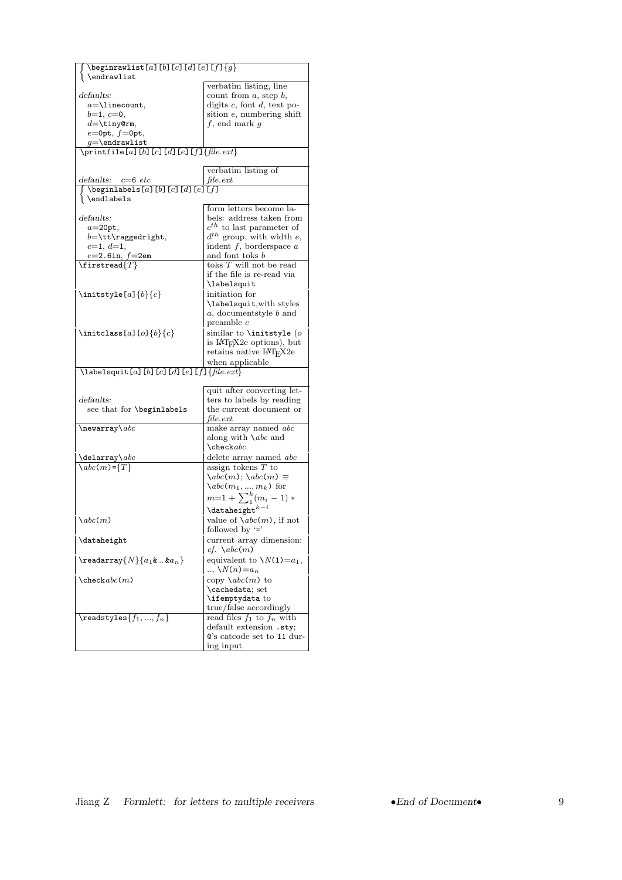| | |
|---|---|
| { \beginrawlist[$a$][$b$][$c$][$d$][$e$][$f$]{$g$} <br> { \endrawlist <br><br> *defaults:* <br> $a$=\linecount, <br> $b$=1, $c$=0, <br> $d$=\tiny@rm, <br> $e$=0pt, $f$=0pt, <br> $g$=\endrawlist | verbatim listing, line count from $a$, step $b$, digits $c$, font $d$, text position $e$, numbering shift $f$, end mark $g$ |
| \printfile[$a$][$b$][$c$][$d$][$e$][$f$]{*file.ext*} <br><br> *defaults:* $c$=6 *etc* | verbatim listing of *file.ext* |
| { \beginlabels[$a$][$b$][$c$][$d$][$e$][$f$] <br> { \endlabels <br><br> *defaults:* <br> $a$=20pt, <br> $b$=\tt\raggedright, <br> $c$=1, $d$=1, <br> $e$=2.6in, $f$=2em | form letters become labels: address taken from $c^{th}$ to last parameter of $d^{th}$ group, with width $e$, indent $f$, borderspace $a$ and font toks $b$ |
| \firstread{$T$} | toks $T$ will not be read if the file is re-read via \labelsquit |
| \initstyle[$a$]{$b$}{$c$} | initiation for \labelsquit,with styles $a$, documentstyle $b$ and preamble $c$ |
| \initclass[$a$][$o$]{$b$}{$c$} | similar to \initstyle ($o$ is LaTeX2e options), but retains native LaTeX2e when applicable |
| \labelsquit[$a$][$b$][$c$][$d$][$e$][$f$]{*file.ext*} <br><br> *defaults:* <br> see that for \beginlabels | quit after converting letters to labels by reading the current document or *file.ext* |
| \newarray\\$abc$ | make array named $abc$ along with \\$abc$ and \check$abc$ |
| \delarray\\$abc$ | delete array named $abc$ |
| \\$abc$($m$)={$T$} | assign tokens $T$ to \\$abc(m)$; \\$abc(m) \equiv$ \\$abc(m_1, ..., m_k)$ for $m=1+\sum_1^k (m_i - 1) *$ \dataheight$^{k-i}$ |
| \\$abc$($m$) | value of \\$abc(m)$, if not followed by '=' |
| \dataheight | current array dimension: *cf.* \\$abc(m)$ |
| \readarray{$N$}{$a_1$& .. &$a_n$} | equivalent to \\$N$(1)=$a_1$, .., \\$N(n)=a_n$ |
| \check$abc$($m$) | copy \\$abc(m)$ to \cachedata; set \ifemptydata to true/false accordingly |
| \readstyles{$f_1, ..., f_n$} | read files $f_1$ to $f_n$ with default extension .sty; @'s catcode set to 11 during input |